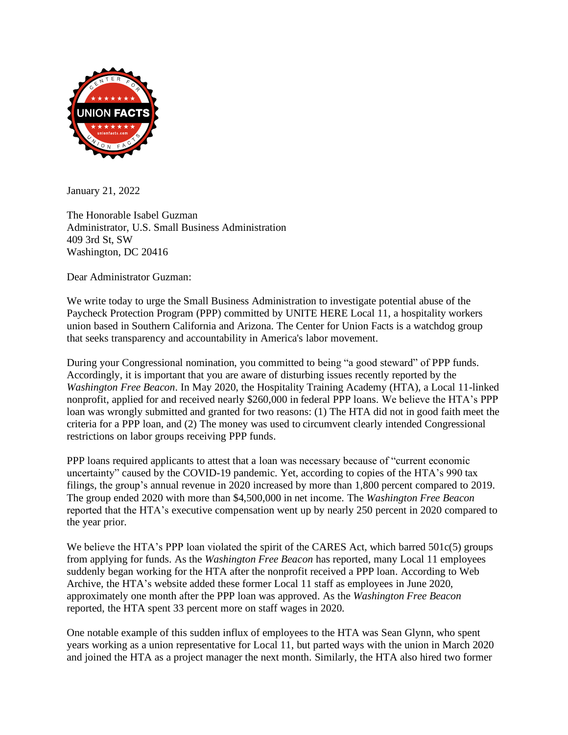January 21, 2022

The Honorable Isabel Guzman
Administrator, U.S. Small Business Administration
409 3rd St, SW
Washington, DC 20416

Dear Administrator Guzman:

We write today to urge the Small Business Administration to investigate potential abuse of the Paycheck Protection Program (PPP) committed by UNITE HERE Local 11, a hospitality workers union based in Southern California and Arizona. The Center for Union Facts is a watchdog group that seeks transparency and accountability in America's labor movement.

During your Congressional nomination, you committed to being "a good steward" of PPP funds. Accordingly, it is important that you are aware of disturbing issues recently reported by the *Washington Free Beacon*. In May 2020, the Hospitality Training Academy (HTA), a Local 11-linked nonprofit, applied for and received nearly $260,000 in federal PPP loans. We believe the HTA's PPP loan was wrongly submitted and granted for two reasons: (1) The HTA did not in good faith meet the criteria for a PPP loan, and (2) The money was used to circumvent clearly intended Congressional restrictions on labor groups receiving PPP funds.

PPP loans required applicants to attest that a loan was necessary because of "current economic uncertainty" caused by the COVID-19 pandemic. Yet, according to copies of the HTA's 990 tax filings, the group's annual revenue in 2020 increased by more than 1,800 percent compared to 2019. The group ended 2020 with more than $4,500,000 in net income. The *Washington Free Beacon* reported that the HTA's executive compensation went up by nearly 250 percent in 2020 compared to the year prior.

We believe the HTA's PPP loan violated the spirit of the CARES Act, which barred 501c(5) groups from applying for funds. As the *Washington Free Beacon* has reported, many Local 11 employees suddenly began working for the HTA after the nonprofit received a PPP loan. According to Web Archive, the HTA's website added these former Local 11 staff as employees in June 2020, approximately one month after the PPP loan was approved. As the *Washington Free Beacon* reported, the HTA spent 33 percent more on staff wages in 2020.

One notable example of this sudden influx of employees to the HTA was Sean Glynn, who spent years working as a union representative for Local 11, but parted ways with the union in March 2020 and joined the HTA as a project manager the next month. Similarly, the HTA also hired two former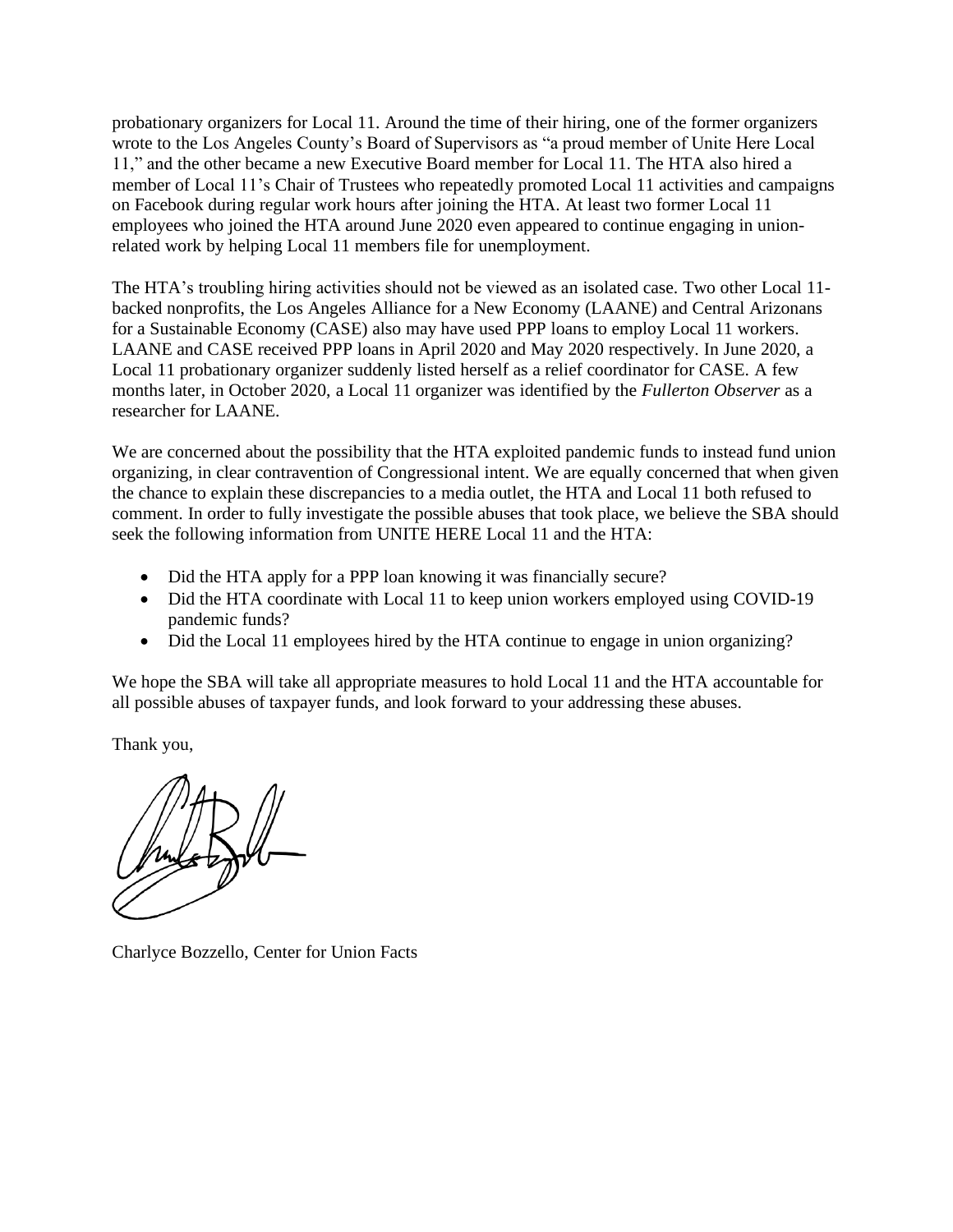probationary organizers for Local 11. Around the time of their hiring, one of the former organizers wrote to the Los Angeles County's Board of Supervisors as "a proud member of Unite Here Local 11," and the other became a new Executive Board member for Local 11. The HTA also hired a member of Local 11's Chair of Trustees who repeatedly promoted Local 11 activities and campaigns on Facebook during regular work hours after joining the HTA. At least two former Local 11 employees who joined the HTA around June 2020 even appeared to continue engaging in union-related work by helping Local 11 members file for unemployment.

The HTA's troubling hiring activities should not be viewed as an isolated case. Two other Local 11-backed nonprofits, the Los Angeles Alliance for a New Economy (LAANE) and Central Arizonans for a Sustainable Economy (CASE) also may have used PPP loans to employ Local 11 workers. LAANE and CASE received PPP loans in April 2020 and May 2020 respectively. In June 2020, a Local 11 probationary organizer suddenly listed herself as a relief coordinator for CASE. A few months later, in October 2020, a Local 11 organizer was identified by the *Fullerton Observer* as a researcher for LAANE.

We are concerned about the possibility that the HTA exploited pandemic funds to instead fund union organizing, in clear contravention of Congressional intent. We are equally concerned that when given the chance to explain these discrepancies to a media outlet, the HTA and Local 11 both refused to comment. In order to fully investigate the possible abuses that took place, we believe the SBA should seek the following information from UNITE HERE Local 11 and the HTA:

- Did the HTA apply for a PPP loan knowing it was financially secure?
- Did the HTA coordinate with Local 11 to keep union workers employed using COVID-19 pandemic funds?
- Did the Local 11 employees hired by the HTA continue to engage in union organizing?

We hope the SBA will take all appropriate measures to hold Local 11 and the HTA accountable for all possible abuses of taxpayer funds, and look forward to your addressing these abuses.

Thank you,

Charlyce Bozzello, Center for Union Facts